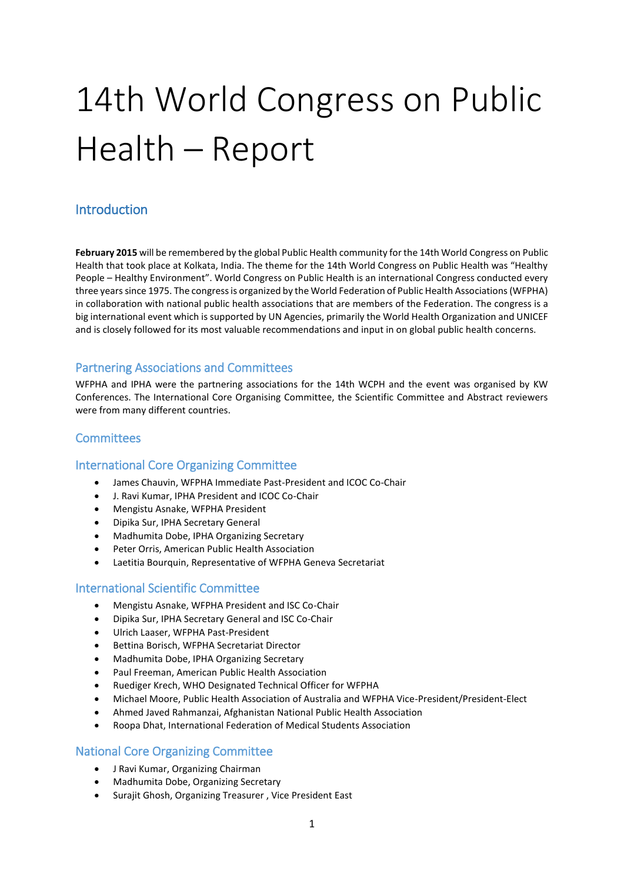# 14th World Congress on Public Health – Report

## Introduction

**February 2015** will be remembered by the global Public Health community for the 14th World Congress on Public Health that took place at Kolkata, India. The theme for the 14th World Congress on Public Health was "Healthy People – Healthy Environment". World Congress on Public Health is an international Congress conducted every three years since 1975. The congress is organized by the World Federation of Public Health Associations (WFPHA) in collaboration with national public health associations that are members of the Federation. The congress is a big international event which is supported by UN Agencies, primarily the World Health Organization and UNICEF and is closely followed for its most valuable recommendations and input in on global public health concerns.

## Partnering Associations and Committees

WFPHA and IPHA were the partnering associations for the 14th WCPH and the event was organised by KW Conferences. The International Core Organising Committee, the Scientific Committee and Abstract reviewers were from many different countries.

## Committees

### International Core Organizing Committee

- James Chauvin, WFPHA Immediate Past-President and ICOC Co-Chair
- J. Ravi Kumar, IPHA President and ICOC Co-Chair
- Mengistu Asnake, WFPHA President
- Dipika Sur, IPHA Secretary General
- Madhumita Dobe, IPHA Organizing Secretary
- Peter Orris, American Public Health Association
- Laetitia Bourquin, Representative of WFPHA Geneva Secretariat

### International Scientific Committee

- Mengistu Asnake, WFPHA President and ISC Co-Chair
- Dipika Sur, IPHA Secretary General and ISC Co-Chair
- Ulrich Laaser, WFPHA Past-President
- Bettina Borisch, WFPHA Secretariat Director
- Madhumita Dobe, IPHA Organizing Secretary
- Paul Freeman, American Public Health Association
- Ruediger Krech, WHO Designated Technical Officer for WFPHA
- Michael Moore, Public Health Association of Australia and WFPHA Vice-President/President-Elect
- Ahmed Javed Rahmanzai, Afghanistan National Public Health Association
- Roopa Dhat, International Federation of Medical Students Association

### National Core Organizing Committee

- J Ravi Kumar, Organizing Chairman
- Madhumita Dobe, Organizing Secretary
- Surajit Ghosh, Organizing Treasurer , Vice President East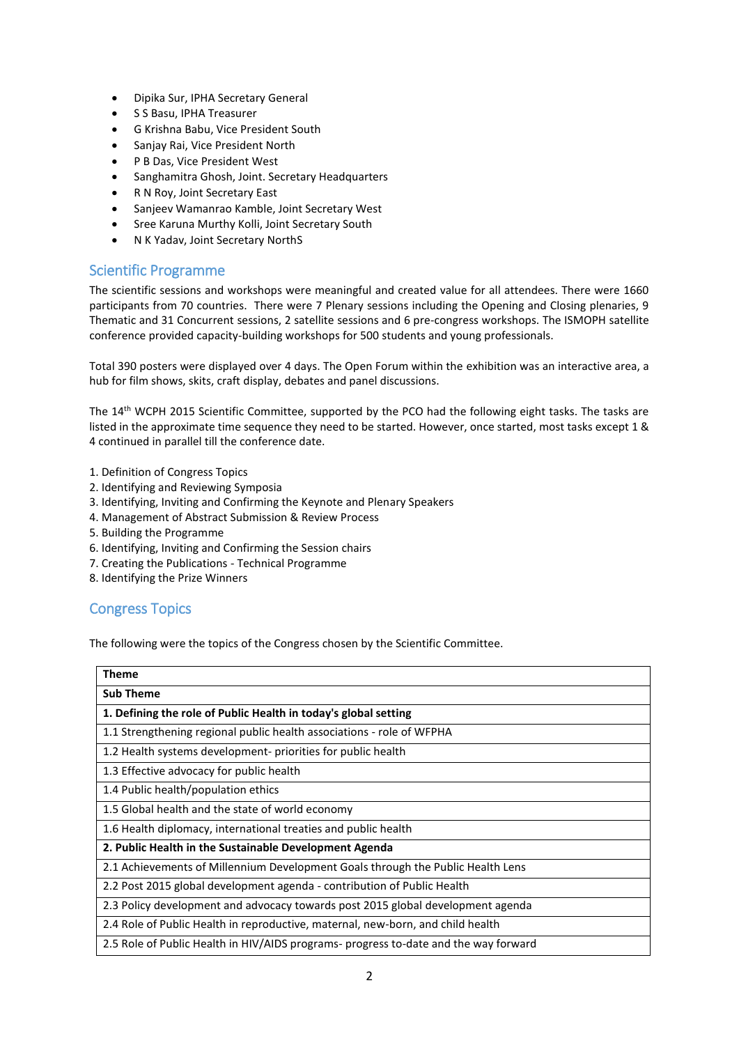- Dipika Sur, IPHA Secretary General
- S S Basu, IPHA Treasurer
- G Krishna Babu, Vice President South
- Sanjay Rai, Vice President North
- P B Das, Vice President West
- Sanghamitra Ghosh, Joint. Secretary Headquarters
- R N Roy, Joint Secretary East
- Sanjeev Wamanrao Kamble, Joint Secretary West
- Sree Karuna Murthy Kolli, Joint Secretary South
- N K Yadav, Joint Secretary NorthS

## Scientific Programme

The scientific sessions and workshops were meaningful and created value for all attendees. There were 1660 participants from 70 countries. There were 7 Plenary sessions including the Opening and Closing plenaries, 9 Thematic and 31 Concurrent sessions, 2 satellite sessions and 6 pre-congress workshops. The ISMOPH satellite conference provided capacity-building workshops for 500 students and young professionals.

Total 390 posters were displayed over 4 days. The Open Forum within the exhibition was an interactive area, a hub for film shows, skits, craft display, debates and panel discussions.

The 14th WCPH 2015 Scientific Committee, supported by the PCO had the following eight tasks. The tasks are listed in the approximate time sequence they need to be started. However, once started, most tasks except 1 & 4 continued in parallel till the conference date.

1. Definition of Congress Topics
2. Identifying and Reviewing Symposia
3. Identifying, Inviting and Confirming the Keynote and Plenary Speakers
4. Management of Abstract Submission & Review Process
5. Building the Programme
6. Identifying, Inviting and Confirming the Session chairs
7. Creating the Publications - Technical Programme
8. Identifying the Prize Winners

## Congress Topics

The following were the topics of the Congress chosen by the Scientific Committee.

| **Theme** |
|---|
| **Sub Theme** |
| **1. Defining the role of Public Health in today's global setting** |
| 1.1 Strengthening regional public health associations - role of WFPHA |
| 1.2 Health systems development- priorities for public health |
| 1.3 Effective advocacy for public health |
| 1.4 Public health/population ethics |
| 1.5 Global health and the state of world economy |
| 1.6 Health diplomacy, international treaties and public health |
| **2. Public Health in the Sustainable Development Agenda** |
| 2.1 Achievements of Millennium Development Goals through the Public Health Lens |
| 2.2 Post 2015 global development agenda - contribution of Public Health |
| 2.3 Policy development and advocacy towards post 2015 global development agenda |
| 2.4 Role of Public Health in reproductive, maternal, new-born, and child health |
| 2.5 Role of Public Health in HIV/AIDS programs- progress to-date and the way forward |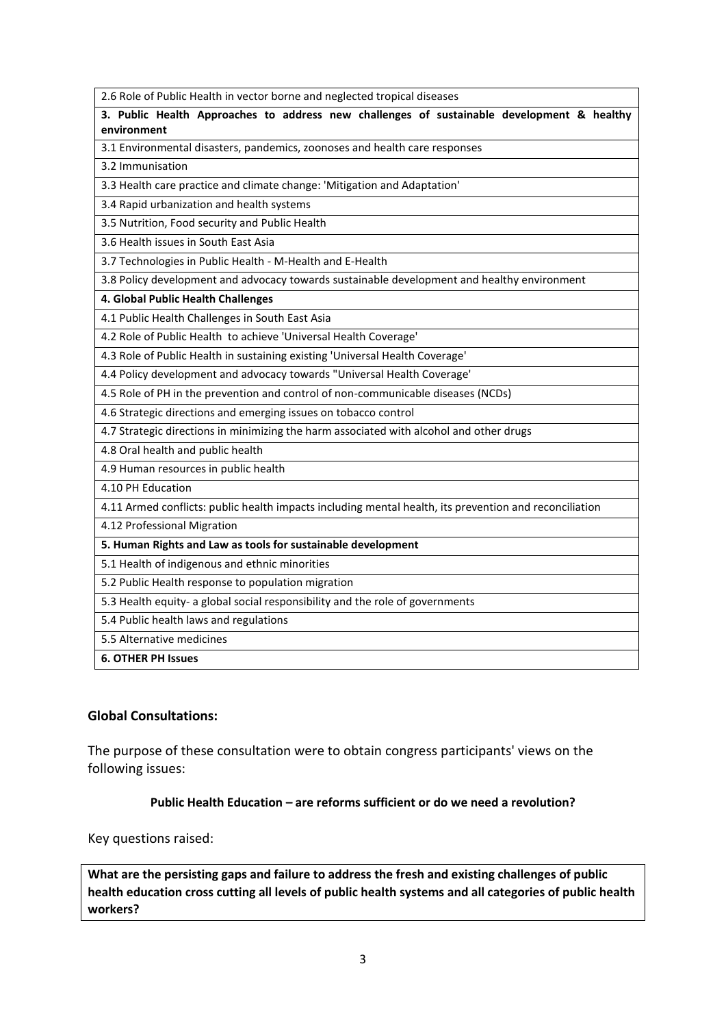| 2.6 Role of Public Health in vector borne and neglected tropical diseases |
|---|
| **3. Public Health Approaches to address new challenges of sustainable development & healthy environment** |
| 3.1 Environmental disasters, pandemics, zoonoses and health care responses |
| 3.2 Immunisation |
| 3.3 Health care practice and climate change: 'Mitigation and Adaptation' |
| 3.4 Rapid urbanization and health systems |
| 3.5 Nutrition, Food security and Public Health |
| 3.6 Health issues in South East Asia |
| 3.7 Technologies in Public Health - M-Health and E-Health |
| 3.8 Policy development and advocacy towards sustainable development and healthy environment |
| **4. Global Public Health Challenges** |
| 4.1 Public Health Challenges in South East Asia |
| 4.2 Role of Public Health to achieve 'Universal Health Coverage' |
| 4.3 Role of Public Health in sustaining existing 'Universal Health Coverage' |
| 4.4 Policy development and advocacy towards "Universal Health Coverage' |
| 4.5 Role of PH in the prevention and control of non-communicable diseases (NCDs) |
| 4.6 Strategic directions and emerging issues on tobacco control |
| 4.7 Strategic directions in minimizing the harm associated with alcohol and other drugs |
| 4.8 Oral health and public health |
| 4.9 Human resources in public health |
| 4.10 PH Education |
| 4.11 Armed conflicts: public health impacts including mental health, its prevention and reconciliation |
| 4.12 Professional Migration |
| **5. Human Rights and Law as tools for sustainable development** |
| 5.1 Health of indigenous and ethnic minorities |
| 5.2 Public Health response to population migration |
| 5.3 Health equity- a global social responsibility and the role of governments |
| 5.4 Public health laws and regulations |
| 5.5 Alternative medicines |
| **6. OTHER PH Issues** |

## Global Consultations:

The purpose of these consultation were to obtain congress participants' views on the following issues:

**Public Health Education – are reforms sufficient or do we need a revolution?**

Key questions raised:

**What are the persisting gaps and failure to address the fresh and existing challenges of public health education cross cutting all levels of public health systems and all categories of public health workers?**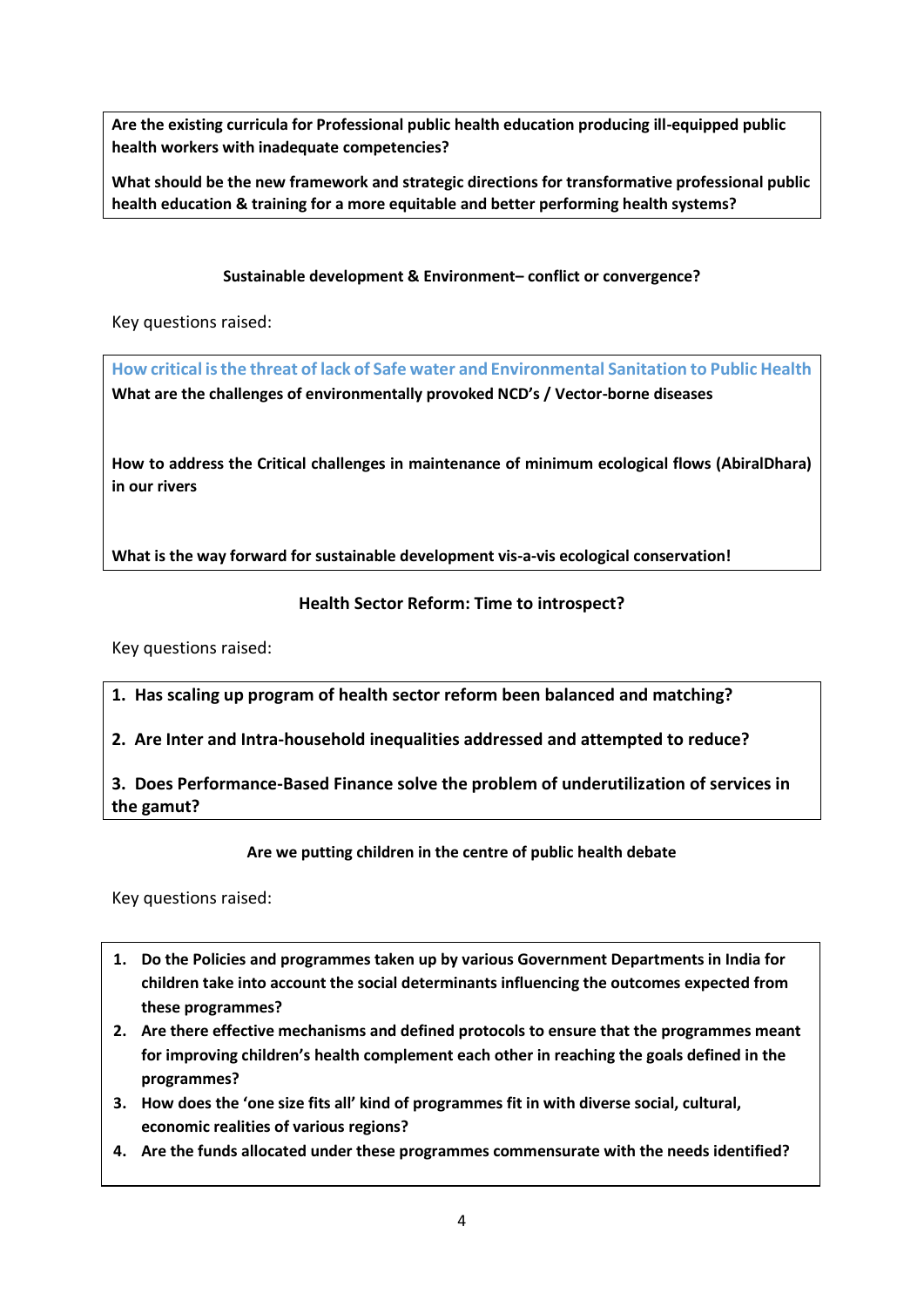**Are the existing curricula for Professional public health education producing ill-equipped public health workers with inadequate competencies?**

**What should be the new framework and strategic directions for transformative professional public health education & training for a more equitable and better performing health systems?**

### Sustainable development & Environment– conflict or convergence?

Key questions raised:

**How critical is the threat of lack of Safe water and Environmental Sanitation to Public Health**

**What are the challenges of environmentally provoked NCD's / Vector-borne diseases**

**How to address the Critical challenges in maintenance of minimum ecological flows (AbiralDhara) in our rivers**

**What is the way forward for sustainable development vis-a-vis ecological conservation!**

### Health Sector Reform: Time to introspect?

Key questions raised:

1. **Has scaling up program of health sector reform been balanced and matching?**
2. **Are Inter and Intra-household inequalities addressed and attempted to reduce?**
3. **Does Performance-Based Finance solve the problem of underutilization of services in the gamut?**

### Are we putting children in the centre of public health debate

Key questions raised:

1. **Do the Policies and programmes taken up by various Government Departments in India for children take into account the social determinants influencing the outcomes expected from these programmes?**
2. **Are there effective mechanisms and defined protocols to ensure that the programmes meant for improving children's health complement each other in reaching the goals defined in the programmes?**
3. **How does the 'one size fits all' kind of programmes fit in with diverse social, cultural, economic realities of various regions?**
4. **Are the funds allocated under these programmes commensurate with the needs identified?**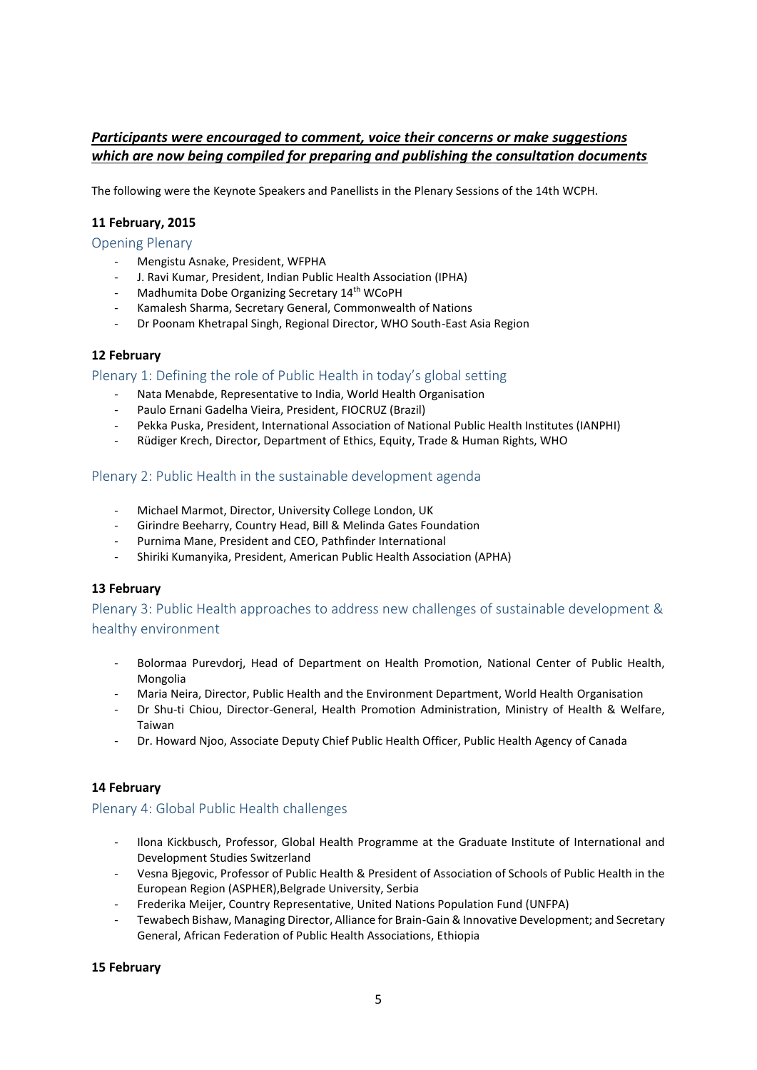***Participants were encouraged to comment, voice their concerns or make suggestions which are now being compiled for preparing and publishing the consultation documents***

The following were the Keynote Speakers and Panellists in the Plenary Sessions of the 14th WCPH.

**11 February, 2015**

### Opening Plenary

- Mengistu Asnake, President, WFPHA
- J. Ravi Kumar, President, Indian Public Health Association (IPHA)
- Madhumita Dobe Organizing Secretary 14th WCoPH
- Kamalesh Sharma, Secretary General, Commonwealth of Nations
- Dr Poonam Khetrapal Singh, Regional Director, WHO South-East Asia Region

**12 February**

### Plenary 1: Defining the role of Public Health in today's global setting

- Nata Menabde, Representative to India, World Health Organisation
- Paulo Ernani Gadelha Vieira, President, FIOCRUZ (Brazil)
- Pekka Puska, President, International Association of National Public Health Institutes (IANPHI)
- Rüdiger Krech, Director, Department of Ethics, Equity, Trade & Human Rights, WHO

### Plenary 2: Public Health in the sustainable development agenda

- Michael Marmot, Director, University College London, UK
- Girindre Beeharry, Country Head, Bill & Melinda Gates Foundation
- Purnima Mane, President and CEO, Pathfinder International
- Shiriki Kumanyika, President, American Public Health Association (APHA)

**13 February**

### Plenary 3: Public Health approaches to address new challenges of sustainable development & healthy environment

- Bolormaa Purevdorj, Head of Department on Health Promotion, National Center of Public Health, Mongolia
- Maria Neira, Director, Public Health and the Environment Department, World Health Organisation
- Dr Shu-ti Chiou, Director-General, Health Promotion Administration, Ministry of Health & Welfare, Taiwan
- Dr. Howard Njoo, Associate Deputy Chief Public Health Officer, Public Health Agency of Canada

**14 February**

### Plenary 4: Global Public Health challenges

- Ilona Kickbusch, Professor, Global Health Programme at the Graduate Institute of International and Development Studies Switzerland
- Vesna Bjegovic, Professor of Public Health & President of Association of Schools of Public Health in the European Region (ASPHER),Belgrade University, Serbia
- Frederika Meijer, Country Representative, United Nations Population Fund (UNFPA)
- Tewabech Bishaw, Managing Director, Alliance for Brain-Gain & Innovative Development; and Secretary General, African Federation of Public Health Associations, Ethiopia

**15 February**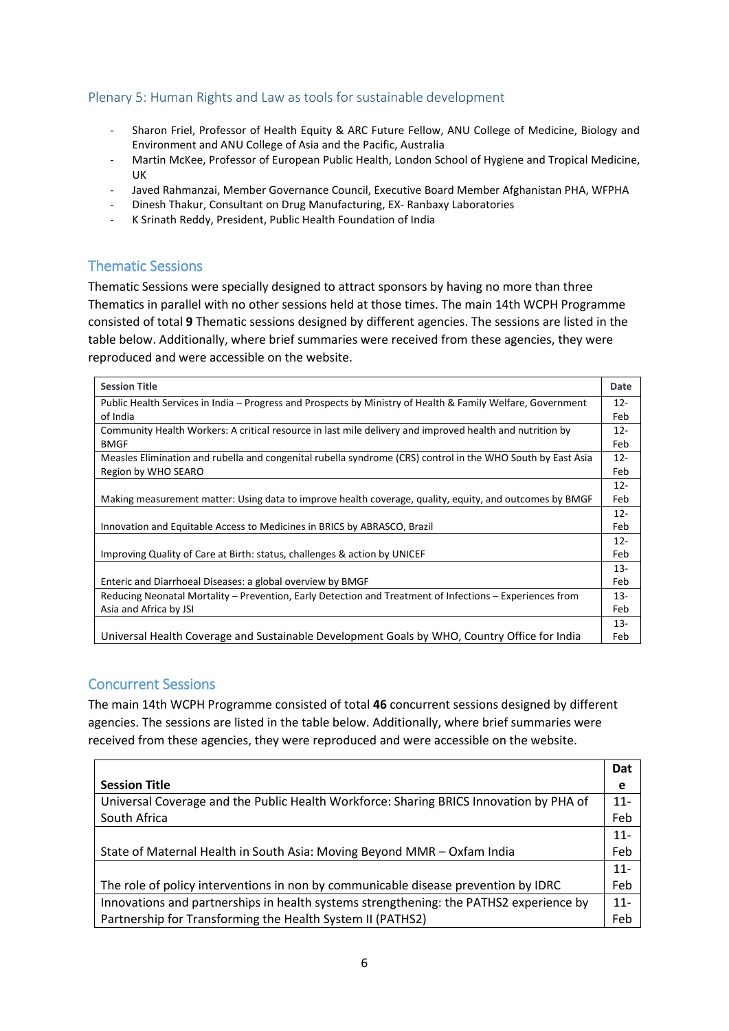### Plenary 5: Human Rights and Law as tools for sustainable development

- Sharon Friel, Professor of Health Equity & ARC Future Fellow, ANU College of Medicine, Biology and Environment and ANU College of Asia and the Pacific, Australia
- Martin McKee, Professor of European Public Health, London School of Hygiene and Tropical Medicine, UK
- Javed Rahmanzai, Member Governance Council, Executive Board Member Afghanistan PHA, WFPHA
- Dinesh Thakur, Consultant on Drug Manufacturing, EX- Ranbaxy Laboratories
- K Srinath Reddy, President, Public Health Foundation of India

## Thematic Sessions

Thematic Sessions were specially designed to attract sponsors by having no more than three Thematics in parallel with no other sessions held at those times. The main 14th WCPH Programme consisted of total **9** Thematic sessions designed by different agencies. The sessions are listed in the table below. Additionally, where brief summaries were received from these agencies, they were reproduced and were accessible on the website.

| Session Title | Date |
|---|---|
| Public Health Services in India – Progress and Prospects by Ministry of Health & Family Welfare, Government of India | 12-Feb |
| Community Health Workers: A critical resource in last mile delivery and improved health and nutrition by BMGF | 12-Feb |
| Measles Elimination and rubella and congenital rubella syndrome (CRS) control in the WHO South by East Asia Region by WHO SEARO | 12-Feb |
| Making measurement matter: Using data to improve health coverage, quality, equity, and outcomes by BMGF | 12-Feb |
| Innovation and Equitable Access to Medicines in BRICS by ABRASCO, Brazil | 12-Feb |
| Improving Quality of Care at Birth: status, challenges & action by UNICEF | 12-Feb |
| Enteric and Diarrhoeal Diseases: a global overview by BMGF | 13-Feb |
| Reducing Neonatal Mortality – Prevention, Early Detection and Treatment of Infections – Experiences from Asia and Africa by JSI | 13-Feb |
| Universal Health Coverage and Sustainable Development Goals by WHO, Country Office for India | 13-Feb |

## Concurrent Sessions

The main 14th WCPH Programme consisted of total **46** concurrent sessions designed by different agencies. The sessions are listed in the table below. Additionally, where brief summaries were received from these agencies, they were reproduced and were accessible on the website.

| Session Title | Date |
|---|---|
| Universal Coverage and the Public Health Workforce: Sharing BRICS Innovation by PHA of South Africa | 11-Feb |
| State of Maternal Health in South Asia: Moving Beyond MMR – Oxfam India | 11-Feb |
| The role of policy interventions in non by communicable disease prevention by IDRC | 11-Feb |
| Innovations and partnerships in health systems strengthening: the PATHS2 experience by Partnership for Transforming the Health System II (PATHS2) | 11-Feb |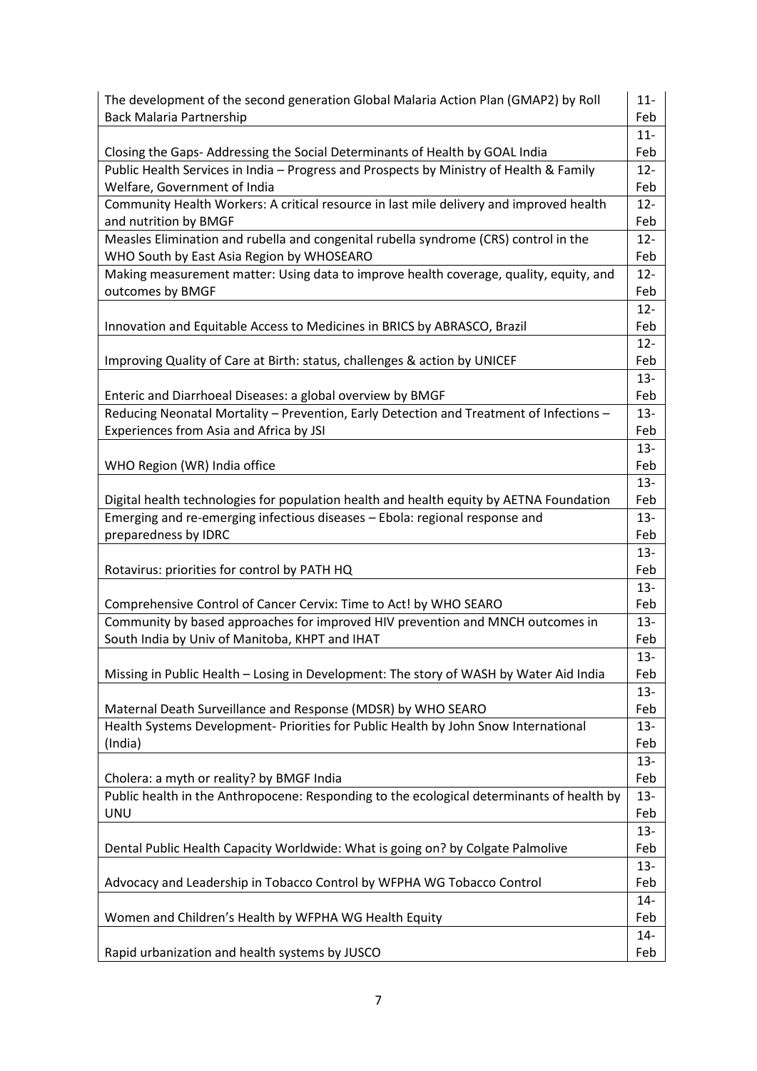| | |
|---|---|
| The development of the second generation Global Malaria Action Plan (GMAP2) by Roll Back Malaria Partnership | 11-Feb |
| Closing the Gaps- Addressing the Social Determinants of Health by GOAL India | 11-Feb |
| Public Health Services in India – Progress and Prospects by Ministry of Health & Family Welfare, Government of India | 12-Feb |
| Community Health Workers: A critical resource in last mile delivery and improved health and nutrition by BMGF | 12-Feb |
| Measles Elimination and rubella and congenital rubella syndrome (CRS) control in the WHO South by East Asia Region by WHOSEARO | 12-Feb |
| Making measurement matter: Using data to improve health coverage, quality, equity, and outcomes by BMGF | 12-Feb |
| Innovation and Equitable Access to Medicines in BRICS by ABRASCO, Brazil | 12-Feb |
| Improving Quality of Care at Birth: status, challenges & action by UNICEF | 12-Feb |
| Enteric and Diarrhoeal Diseases: a global overview by BMGF | 13-Feb |
| Reducing Neonatal Mortality – Prevention, Early Detection and Treatment of Infections – Experiences from Asia and Africa by JSI | 13-Feb |
| WHO Region (WR) India office | 13-Feb |
| Digital health technologies for population health and health equity by AETNA Foundation | 13-Feb |
| Emerging and re-emerging infectious diseases – Ebola: regional response and preparedness by IDRC | 13-Feb |
| Rotavirus: priorities for control by PATH HQ | 13-Feb |
| Comprehensive Control of Cancer Cervix: Time to Act! by WHO SEARO | 13-Feb |
| Community by based approaches for improved HIV prevention and MNCH outcomes in South India by Univ of Manitoba, KHPT and IHAT | 13-Feb |
| Missing in Public Health – Losing in Development: The story of WASH by Water Aid India | 13-Feb |
| Maternal Death Surveillance and Response (MDSR) by WHO SEARO | 13-Feb |
| Health Systems Development- Priorities for Public Health by John Snow International (India) | 13-Feb |
| Cholera: a myth or reality? by BMGF India | 13-Feb |
| Public health in the Anthropocene: Responding to the ecological determinants of health by UNU | 13-Feb |
| Dental Public Health Capacity Worldwide: What is going on? by Colgate Palmolive | 13-Feb |
| Advocacy and Leadership in Tobacco Control by WFPHA WG Tobacco Control | 13-Feb |
| Women and Children's Health by WFPHA WG Health Equity | 14-Feb |
| Rapid urbanization and health systems by JUSCO | 14-Feb |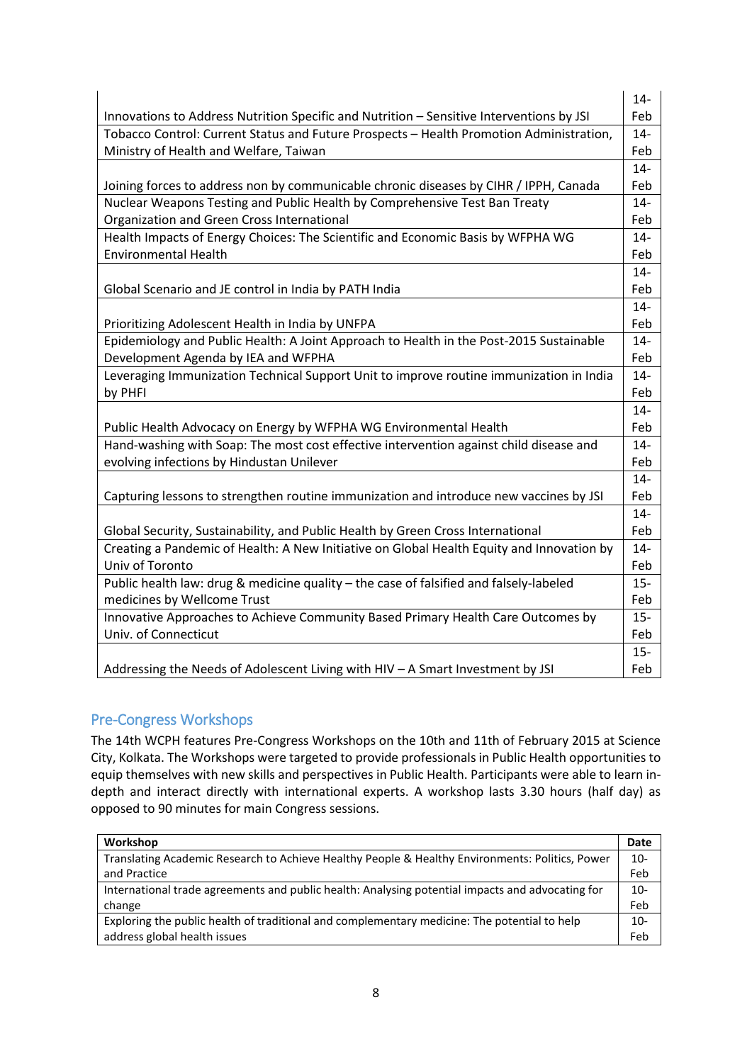| | |
|---|---|
| Innovations to Address Nutrition Specific and Nutrition – Sensitive Interventions by JSI | 14-Feb |
| Tobacco Control: Current Status and Future Prospects – Health Promotion Administration, Ministry of Health and Welfare, Taiwan | 14-Feb |
| Joining forces to address non by communicable chronic diseases by CIHR / IPPH, Canada | 14-Feb |
| Nuclear Weapons Testing and Public Health by Comprehensive Test Ban Treaty Organization and Green Cross International | 14-Feb |
| Health Impacts of Energy Choices: The Scientific and Economic Basis by WFPHA WG Environmental Health | 14-Feb |
| Global Scenario and JE control in India by PATH India | 14-Feb |
| Prioritizing Adolescent Health in India by UNFPA | 14-Feb |
| Epidemiology and Public Health: A Joint Approach to Health in the Post-2015 Sustainable Development Agenda by IEA and WFPHA | 14-Feb |
| Leveraging Immunization Technical Support Unit to improve routine immunization in India by PHFI | 14-Feb |
| Public Health Advocacy on Energy by WFPHA WG Environmental Health | 14-Feb |
| Hand-washing with Soap: The most cost effective intervention against child disease and evolving infections by Hindustan Unilever | 14-Feb |
| Capturing lessons to strengthen routine immunization and introduce new vaccines by JSI | 14-Feb |
| Global Security, Sustainability, and Public Health by Green Cross International | 14-Feb |
| Creating a Pandemic of Health: A New Initiative on Global Health Equity and Innovation by Univ of Toronto | 14-Feb |
| Public health law: drug & medicine quality – the case of falsified and falsely-labeled medicines by Wellcome Trust | 15-Feb |
| Innovative Approaches to Achieve Community Based Primary Health Care Outcomes by Univ. of Connecticut | 15-Feb |
| Addressing the Needs of Adolescent Living with HIV – A Smart Investment by JSI | 15-Feb |

## Pre-Congress Workshops

The 14th WCPH features Pre-Congress Workshops on the 10th and 11th of February 2015 at Science City, Kolkata. The Workshops were targeted to provide professionals in Public Health opportunities to equip themselves with new skills and perspectives in Public Health. Participants were able to learn in-depth and interact directly with international experts. A workshop lasts 3.30 hours (half day) as opposed to 90 minutes for main Congress sessions.

| Workshop | Date |
|---|---|
| Translating Academic Research to Achieve Healthy People & Healthy Environments: Politics, Power and Practice | 10-Feb |
| International trade agreements and public health: Analysing potential impacts and advocating for change | 10-Feb |
| Exploring the public health of traditional and complementary medicine: The potential to help address global health issues | 10-Feb |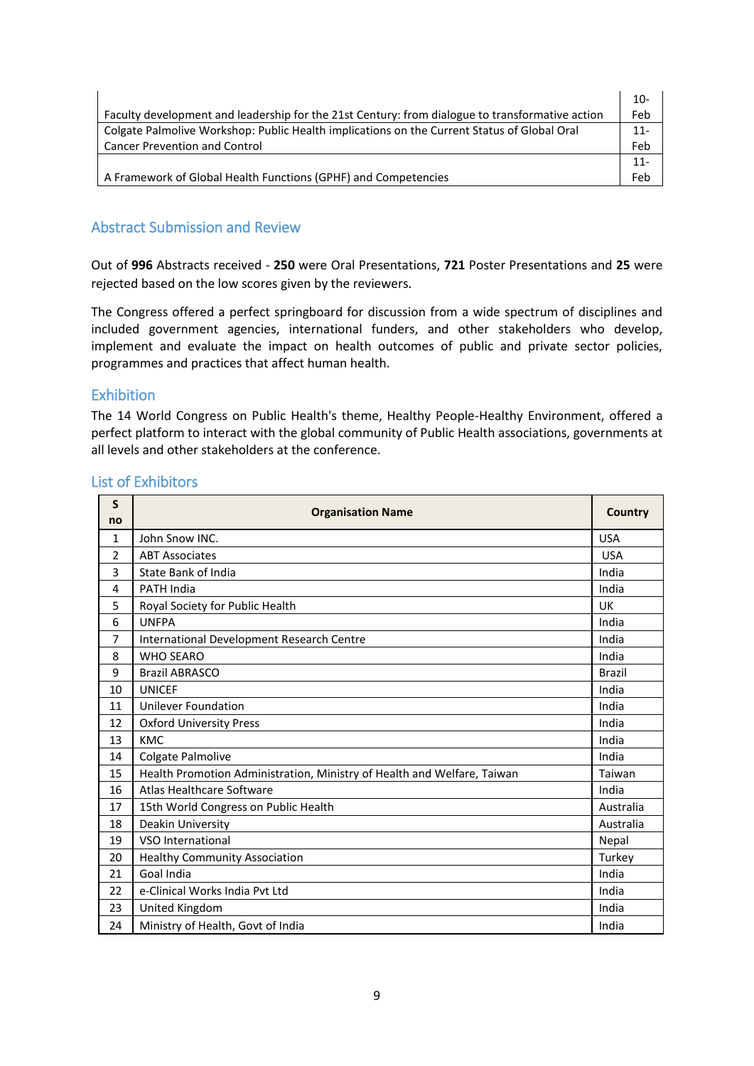| | |
|---|---|
| Faculty development and leadership for the 21st Century: from dialogue to transformative action | 10-Feb |
| Colgate Palmolive Workshop: Public Health implications on the Current Status of Global Oral Cancer Prevention and Control | 11-Feb |
| A Framework of Global Health Functions (GPHF) and Competencies | 11-Feb |

## Abstract Submission and Review

Out of **996** Abstracts received - **250** were Oral Presentations, **721** Poster Presentations and **25** were rejected based on the low scores given by the reviewers.

The Congress offered a perfect springboard for discussion from a wide spectrum of disciplines and included government agencies, international funders, and other stakeholders who develop, implement and evaluate the impact on health outcomes of public and private sector policies, programmes and practices that affect human health.

## Exhibition

The 14 World Congress on Public Health's theme, Healthy People-Healthy Environment, offered a perfect platform to interact with the global community of Public Health associations, governments at all levels and other stakeholders at the conference.

## List of Exhibitors

| S no | Organisation Name | Country |
|---|---|---|
| 1 | John Snow INC. | USA |
| 2 | ABT Associates | USA |
| 3 | State Bank of India | India |
| 4 | PATH India | India |
| 5 | Royal Society for Public Health | UK |
| 6 | UNFPA | India |
| 7 | International Development Research Centre | India |
| 8 | WHO SEARO | India |
| 9 | Brazil ABRASCO | Brazil |
| 10 | UNICEF | India |
| 11 | Unilever Foundation | India |
| 12 | Oxford University Press | India |
| 13 | KMC | India |
| 14 | Colgate Palmolive | India |
| 15 | Health Promotion Administration, Ministry of Health and Welfare, Taiwan | Taiwan |
| 16 | Atlas Healthcare Software | India |
| 17 | 15th World Congress on Public Health | Australia |
| 18 | Deakin University | Australia |
| 19 | VSO International | Nepal |
| 20 | Healthy Community Association | Turkey |
| 21 | Goal India | India |
| 22 | e-Clinical Works India Pvt Ltd | India |
| 23 | United Kingdom | India |
| 24 | Ministry of Health, Govt of India | India |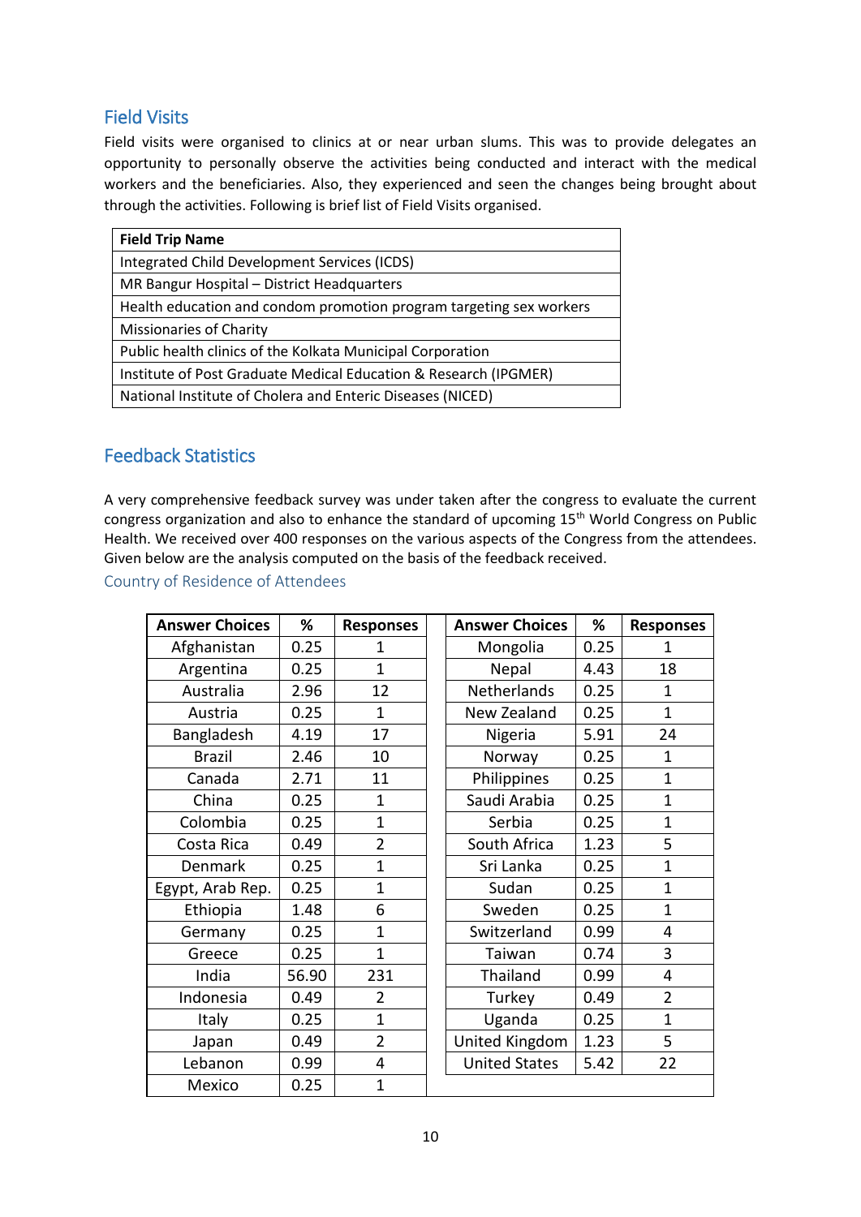## Field Visits

Field visits were organised to clinics at or near urban slums. This was to provide delegates an opportunity to personally observe the activities being conducted and interact with the medical workers and the beneficiaries. Also, they experienced and seen the changes being brought about through the activities. Following is brief list of Field Visits organised.

| Field Trip Name |
|---|
| Integrated Child Development Services (ICDS) |
| MR Bangur Hospital – District Headquarters |
| Health education and condom promotion program targeting sex workers |
| Missionaries of Charity |
| Public health clinics of the Kolkata Municipal Corporation |
| Institute of Post Graduate Medical Education & Research (IPGMER) |
| National Institute of Cholera and Enteric Diseases (NICED) |

## Feedback Statistics

A very comprehensive feedback survey was under taken after the congress to evaluate the current congress organization and also to enhance the standard of upcoming 15th World Congress on Public Health. We received over 400 responses on the various aspects of the Congress from the attendees. Given below are the analysis computed on the basis of the feedback received.

### Country of Residence of Attendees

| Answer Choices | % | Responses | | Answer Choices | % | Responses |
|---|---|---|---|---|---|---|
| Afghanistan | 0.25 | 1 | | Mongolia | 0.25 | 1 |
| Argentina | 0.25 | 1 | | Nepal | 4.43 | 18 |
| Australia | 2.96 | 12 | | Netherlands | 0.25 | 1 |
| Austria | 0.25 | 1 | | New Zealand | 0.25 | 1 |
| Bangladesh | 4.19 | 17 | | Nigeria | 5.91 | 24 |
| Brazil | 2.46 | 10 | | Norway | 0.25 | 1 |
| Canada | 2.71 | 11 | | Philippines | 0.25 | 1 |
| China | 0.25 | 1 | | Saudi Arabia | 0.25 | 1 |
| Colombia | 0.25 | 1 | | Serbia | 0.25 | 1 |
| Costa Rica | 0.49 | 2 | | South Africa | 1.23 | 5 |
| Denmark | 0.25 | 1 | | Sri Lanka | 0.25 | 1 |
| Egypt, Arab Rep. | 0.25 | 1 | | Sudan | 0.25 | 1 |
| Ethiopia | 1.48 | 6 | | Sweden | 0.25 | 1 |
| Germany | 0.25 | 1 | | Switzerland | 0.99 | 4 |
| Greece | 0.25 | 1 | | Taiwan | 0.74 | 3 |
| India | 56.90 | 231 | | Thailand | 0.99 | 4 |
| Indonesia | 0.49 | 2 | | Turkey | 0.49 | 2 |
| Italy | 0.25 | 1 | | Uganda | 0.25 | 1 |
| Japan | 0.49 | 2 | | United Kingdom | 1.23 | 5 |
| Lebanon | 0.99 | 4 | | United States | 5.42 | 22 |
| Mexico | 0.25 | 1 | | | | |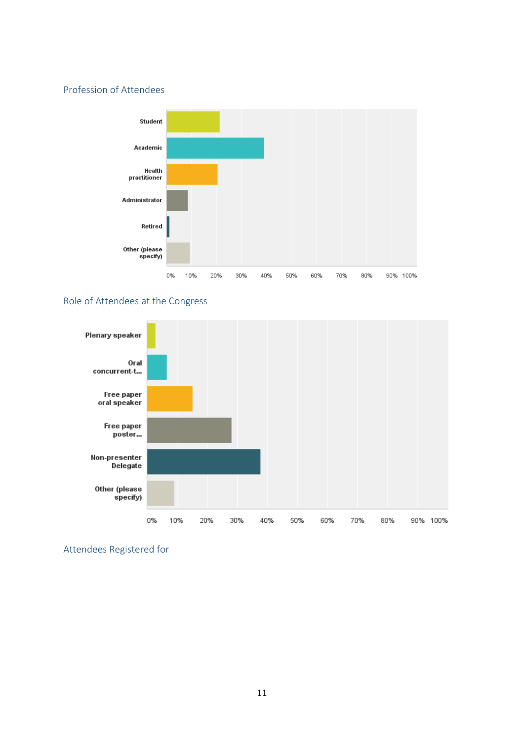## Profession of Attendees

| Profession | |
|---|---|
| Student | |
| Academic | |
| Health practitioner | |
| Administrator | |
| Retired | |
| Other (please specify) | |

0% 10% 20% 30% 40% 50% 60% 70% 80% 90% 100%

## Role of Attendees at the Congress

| Role | |
|---|---|
| Plenary speaker | |
| Oral concurrent-t... | |
| Free paper oral speaker | |
| Free paper poster... | |
| Non-presenter Delegate | |
| Other (please specify) | |

0% 10% 20% 30% 40% 50% 60% 70% 80% 90% 100%

## Attendees Registered for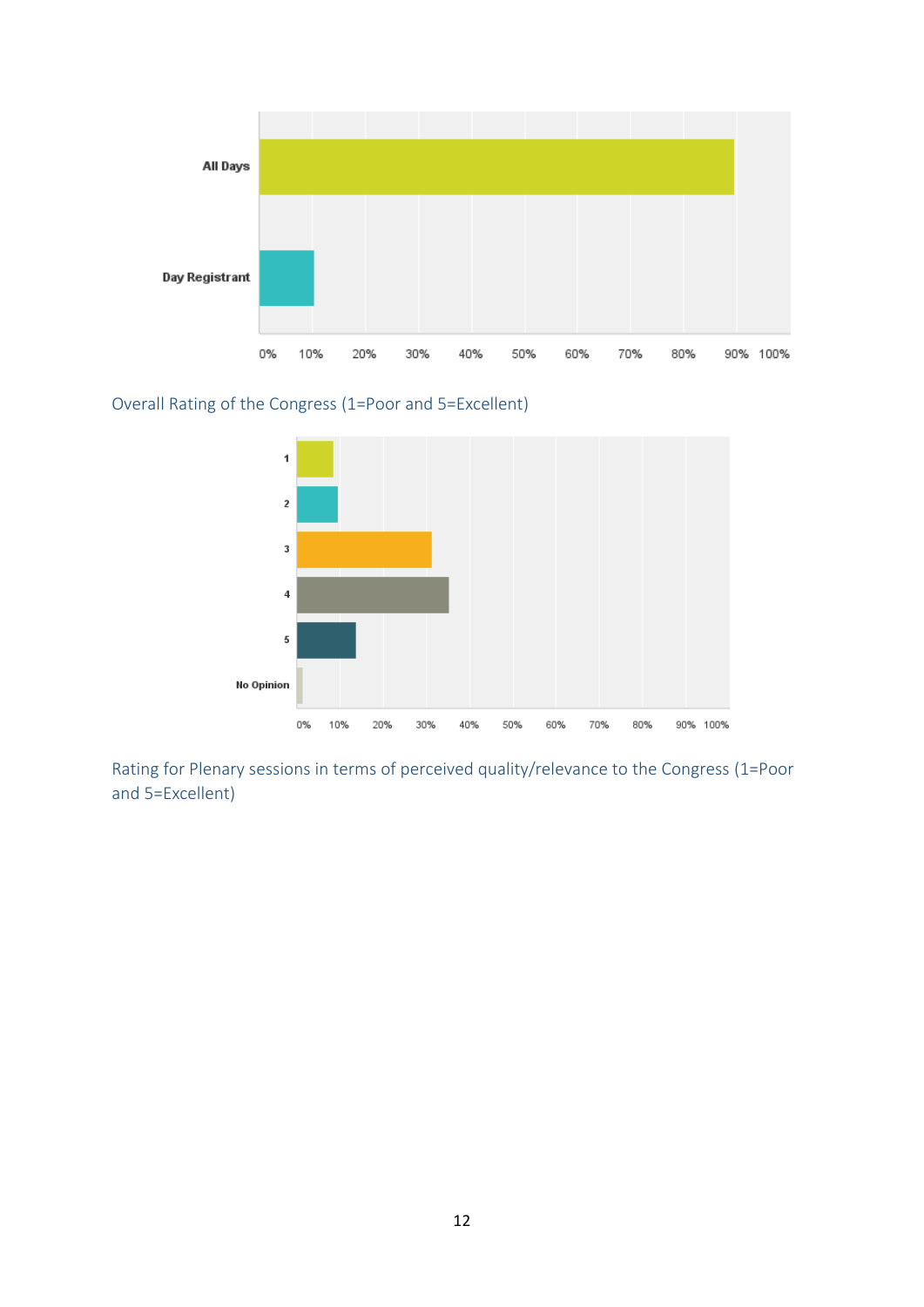| | |
|---|---|
| All Days | |
| Day Registrant | |

0% 10% 20% 30% 40% 50% 60% 70% 80% 90% 100%

Overall Rating of the Congress (1=Poor and 5=Excellent)

1

2

3

4

5

No Opinion

0% 10% 20% 30% 40% 50% 60% 70% 80% 90% 100%

Rating for Plenary sessions in terms of perceived quality/relevance to the Congress (1=Poor and 5=Excellent)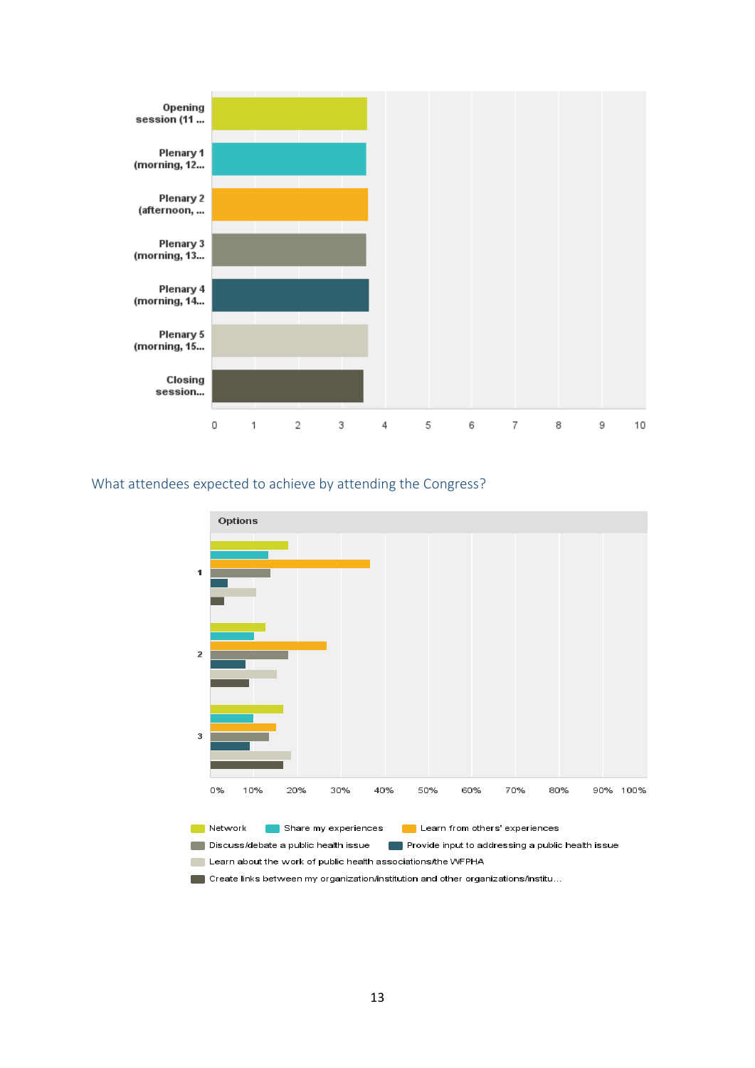Opening session (11 ...

Plenary 1 (morning, 12...

Plenary 2 (afternoon, ...

Plenary 3 (morning, 13...

Plenary 4 (morning, 14...

Plenary 5 (morning, 15...

Closing session...

0 1 2 3 4 5 6 7 8 9 10

## What attendees expected to achieve by attending the Congress?

Options

1

2

3

0% 10% 20% 30% 40% 50% 60% 70% 80% 90% 100%

Network | Share my experiences | Learn from others' experiences | Discuss/debate a public health issue | Provide input to addressing a public health issue | Learn about the work of public health associations/the WFPHA | Create links between my organization/institution and other organizations/institu...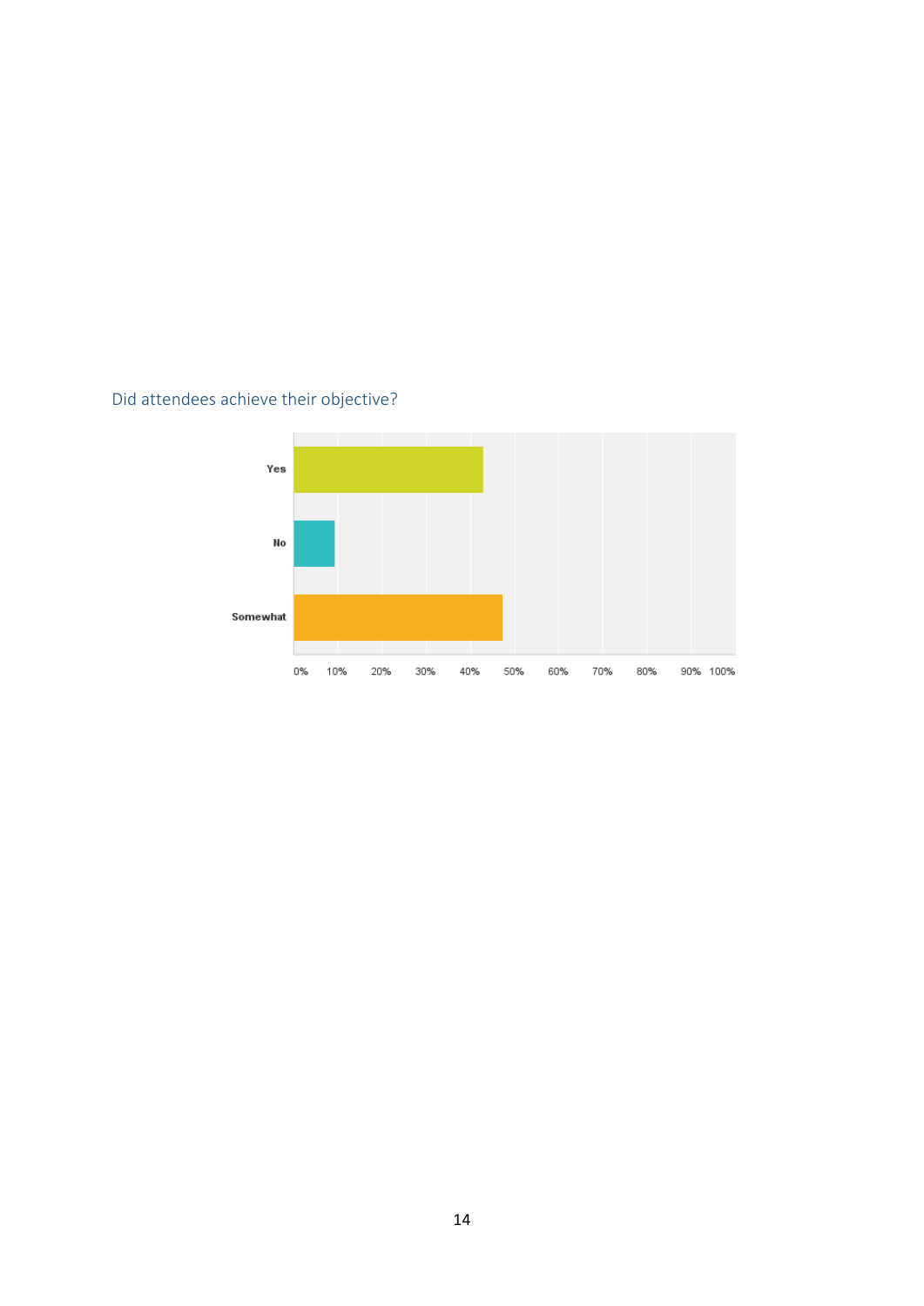Did attendees achieve their objective?

Yes

No

Somewhat

0% 10% 20% 30% 40% 50% 60% 70% 80% 90% 100%